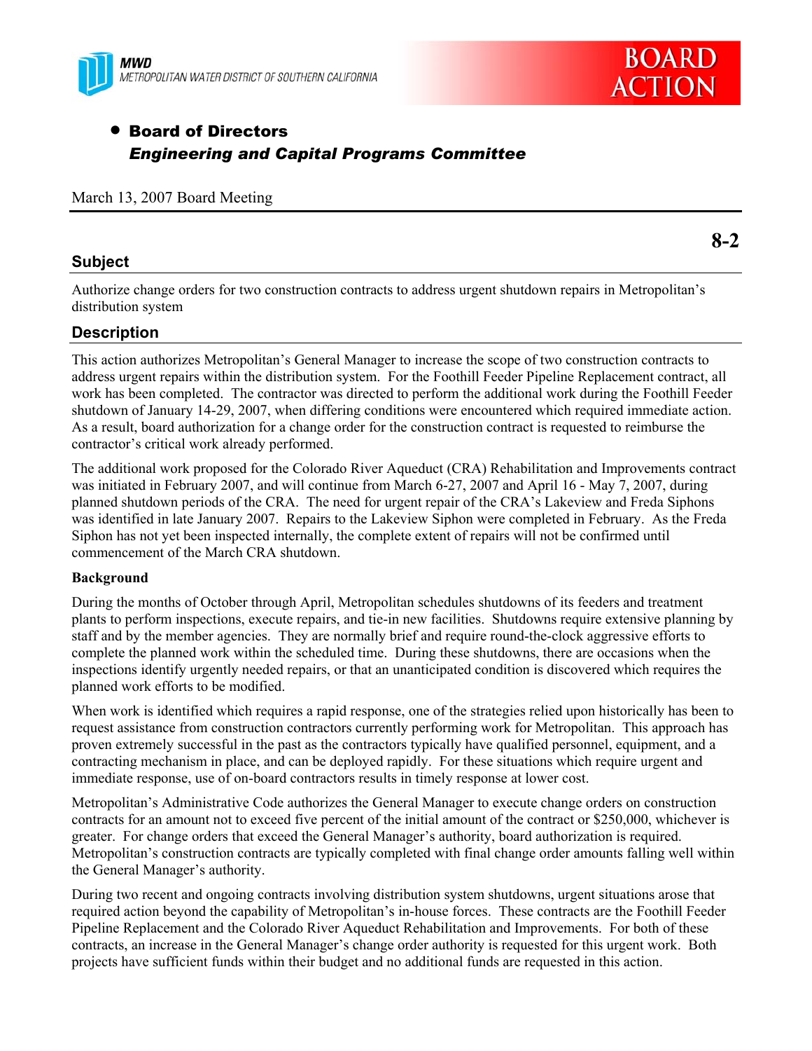MWD
METROPOLITAN WATER DISTRICT OF SOUTHERN CALIFORNIA

BOARD ACTION

- **Board of Directors**
  ***Engineering and Capital Programs Committee***

March 13, 2007 Board Meeting

**8-2**

## Subject

Authorize change orders for two construction contracts to address urgent shutdown repairs in Metropolitan's distribution system

## Description

This action authorizes Metropolitan's General Manager to increase the scope of two construction contracts to address urgent repairs within the distribution system. For the Foothill Feeder Pipeline Replacement contract, all work has been completed. The contractor was directed to perform the additional work during the Foothill Feeder shutdown of January 14-29, 2007, when differing conditions were encountered which required immediate action. As a result, board authorization for a change order for the construction contract is requested to reimburse the contractor's critical work already performed.

The additional work proposed for the Colorado River Aqueduct (CRA) Rehabilitation and Improvements contract was initiated in February 2007, and will continue from March 6-27, 2007 and April 16 - May 7, 2007, during planned shutdown periods of the CRA. The need for urgent repair of the CRA's Lakeview and Freda Siphons was identified in late January 2007. Repairs to the Lakeview Siphon were completed in February. As the Freda Siphon has not yet been inspected internally, the complete extent of repairs will not be confirmed until commencement of the March CRA shutdown.

### Background

During the months of October through April, Metropolitan schedules shutdowns of its feeders and treatment plants to perform inspections, execute repairs, and tie-in new facilities. Shutdowns require extensive planning by staff and by the member agencies. They are normally brief and require round-the-clock aggressive efforts to complete the planned work within the scheduled time. During these shutdowns, there are occasions when the inspections identify urgently needed repairs, or that an unanticipated condition is discovered which requires the planned work efforts to be modified.

When work is identified which requires a rapid response, one of the strategies relied upon historically has been to request assistance from construction contractors currently performing work for Metropolitan. This approach has proven extremely successful in the past as the contractors typically have qualified personnel, equipment, and a contracting mechanism in place, and can be deployed rapidly. For these situations which require urgent and immediate response, use of on-board contractors results in timely response at lower cost.

Metropolitan's Administrative Code authorizes the General Manager to execute change orders on construction contracts for an amount not to exceed five percent of the initial amount of the contract or $250,000, whichever is greater. For change orders that exceed the General Manager's authority, board authorization is required. Metropolitan's construction contracts are typically completed with final change order amounts falling well within the General Manager's authority.

During two recent and ongoing contracts involving distribution system shutdowns, urgent situations arose that required action beyond the capability of Metropolitan's in-house forces. These contracts are the Foothill Feeder Pipeline Replacement and the Colorado River Aqueduct Rehabilitation and Improvements. For both of these contracts, an increase in the General Manager's change order authority is requested for this urgent work. Both projects have sufficient funds within their budget and no additional funds are requested in this action.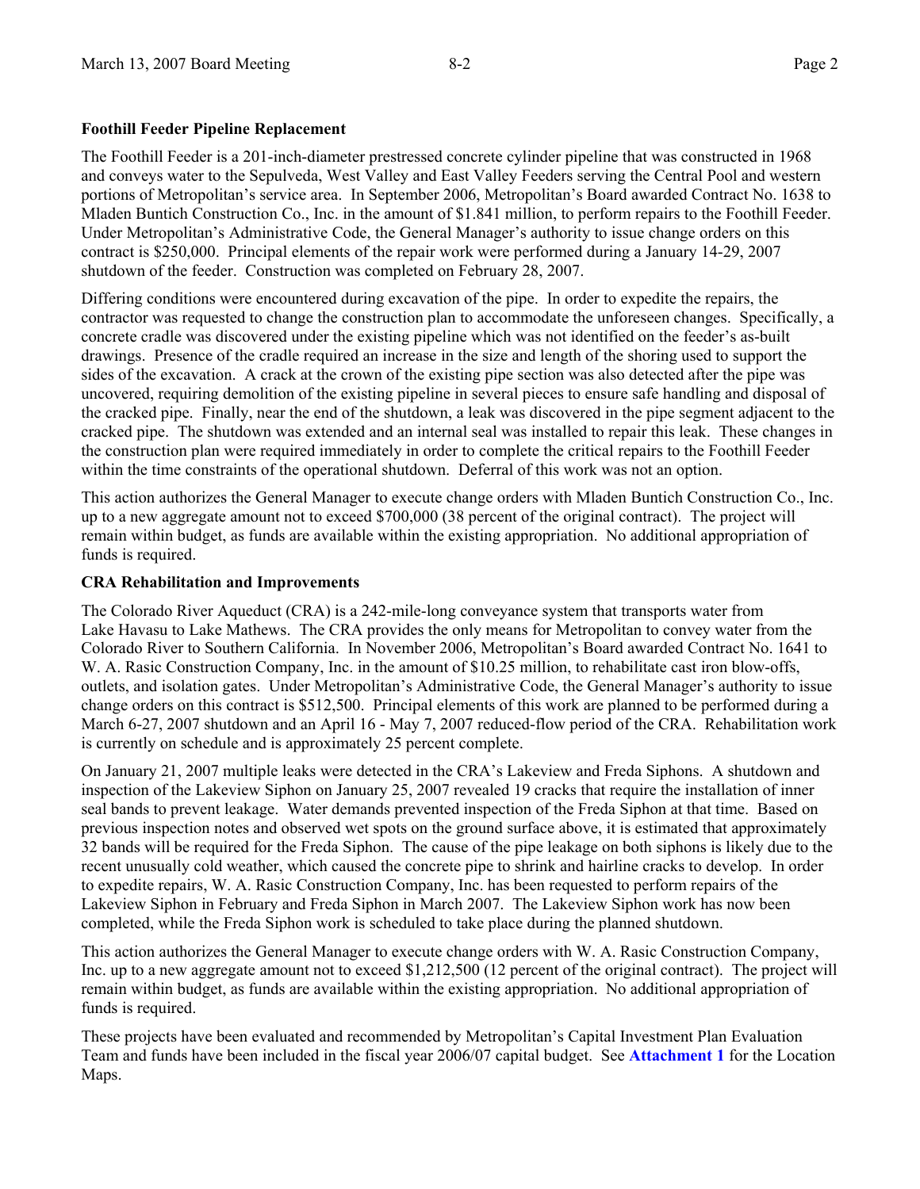**Foothill Feeder Pipeline Replacement**

The Foothill Feeder is a 201-inch-diameter prestressed concrete cylinder pipeline that was constructed in 1968 and conveys water to the Sepulveda, West Valley and East Valley Feeders serving the Central Pool and western portions of Metropolitan's service area. In September 2006, Metropolitan's Board awarded Contract No. 1638 to Mladen Buntich Construction Co., Inc. in the amount of $1.841 million, to perform repairs to the Foothill Feeder. Under Metropolitan's Administrative Code, the General Manager's authority to issue change orders on this contract is $250,000. Principal elements of the repair work were performed during a January 14-29, 2007 shutdown of the feeder. Construction was completed on February 28, 2007.

Differing conditions were encountered during excavation of the pipe. In order to expedite the repairs, the contractor was requested to change the construction plan to accommodate the unforeseen changes. Specifically, a concrete cradle was discovered under the existing pipeline which was not identified on the feeder's as-built drawings. Presence of the cradle required an increase in the size and length of the shoring used to support the sides of the excavation. A crack at the crown of the existing pipe section was also detected after the pipe was uncovered, requiring demolition of the existing pipeline in several pieces to ensure safe handling and disposal of the cracked pipe. Finally, near the end of the shutdown, a leak was discovered in the pipe segment adjacent to the cracked pipe. The shutdown was extended and an internal seal was installed to repair this leak. These changes in the construction plan were required immediately in order to complete the critical repairs to the Foothill Feeder within the time constraints of the operational shutdown. Deferral of this work was not an option.

This action authorizes the General Manager to execute change orders with Mladen Buntich Construction Co., Inc. up to a new aggregate amount not to exceed $700,000 (38 percent of the original contract). The project will remain within budget, as funds are available within the existing appropriation. No additional appropriation of funds is required.

**CRA Rehabilitation and Improvements**

The Colorado River Aqueduct (CRA) is a 242-mile-long conveyance system that transports water from Lake Havasu to Lake Mathews. The CRA provides the only means for Metropolitan to convey water from the Colorado River to Southern California. In November 2006, Metropolitan's Board awarded Contract No. 1641 to W. A. Rasic Construction Company, Inc. in the amount of $10.25 million, to rehabilitate cast iron blow-offs, outlets, and isolation gates. Under Metropolitan's Administrative Code, the General Manager's authority to issue change orders on this contract is $512,500. Principal elements of this work are planned to be performed during a March 6-27, 2007 shutdown and an April 16 - May 7, 2007 reduced-flow period of the CRA. Rehabilitation work is currently on schedule and is approximately 25 percent complete.

On January 21, 2007 multiple leaks were detected in the CRA's Lakeview and Freda Siphons. A shutdown and inspection of the Lakeview Siphon on January 25, 2007 revealed 19 cracks that require the installation of inner seal bands to prevent leakage. Water demands prevented inspection of the Freda Siphon at that time. Based on previous inspection notes and observed wet spots on the ground surface above, it is estimated that approximately 32 bands will be required for the Freda Siphon. The cause of the pipe leakage on both siphons is likely due to the recent unusually cold weather, which caused the concrete pipe to shrink and hairline cracks to develop. In order to expedite repairs, W. A. Rasic Construction Company, Inc. has been requested to perform repairs of the Lakeview Siphon in February and Freda Siphon in March 2007. The Lakeview Siphon work has now been completed, while the Freda Siphon work is scheduled to take place during the planned shutdown.

This action authorizes the General Manager to execute change orders with W. A. Rasic Construction Company, Inc. up to a new aggregate amount not to exceed $1,212,500 (12 percent of the original contract). The project will remain within budget, as funds are available within the existing appropriation. No additional appropriation of funds is required.

These projects have been evaluated and recommended by Metropolitan's Capital Investment Plan Evaluation Team and funds have been included in the fiscal year 2006/07 capital budget. See **Attachment 1** for the Location Maps.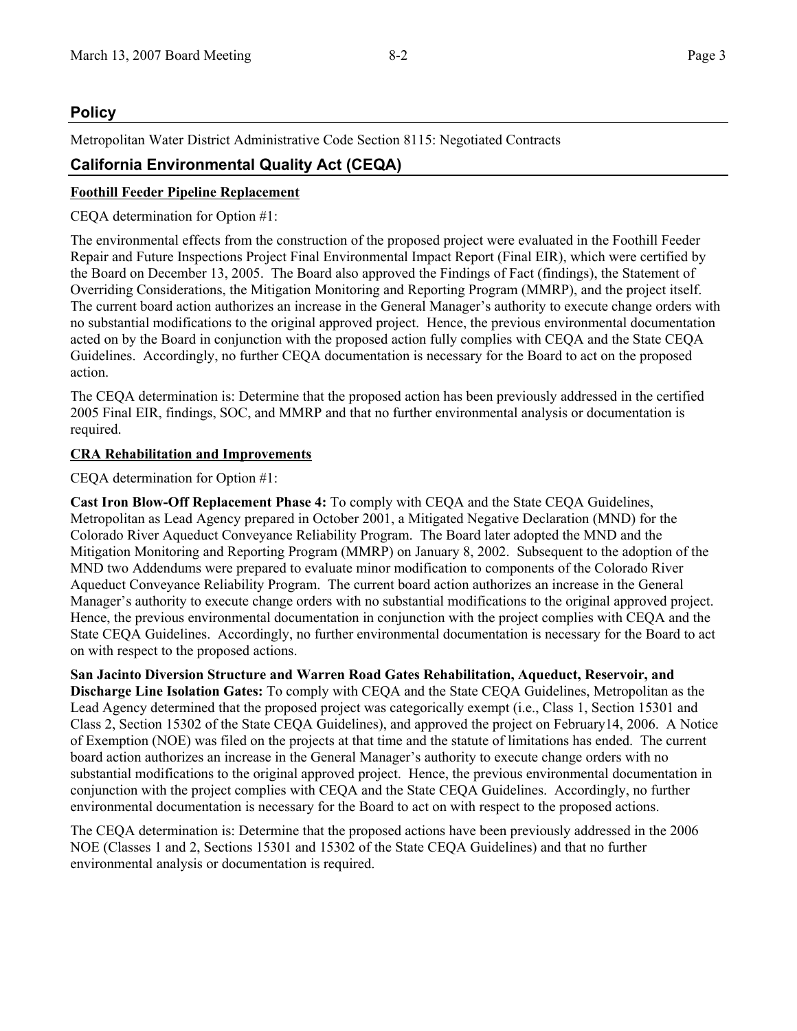## Policy

Metropolitan Water District Administrative Code Section 8115: Negotiated Contracts

## California Environmental Quality Act (CEQA)

**Foothill Feeder Pipeline Replacement**

CEQA determination for Option #1:

The environmental effects from the construction of the proposed project were evaluated in the Foothill Feeder Repair and Future Inspections Project Final Environmental Impact Report (Final EIR), which were certified by the Board on December 13, 2005. The Board also approved the Findings of Fact (findings), the Statement of Overriding Considerations, the Mitigation Monitoring and Reporting Program (MMRP), and the project itself. The current board action authorizes an increase in the General Manager's authority to execute change orders with no substantial modifications to the original approved project. Hence, the previous environmental documentation acted on by the Board in conjunction with the proposed action fully complies with CEQA and the State CEQA Guidelines. Accordingly, no further CEQA documentation is necessary for the Board to act on the proposed action.

The CEQA determination is: Determine that the proposed action has been previously addressed in the certified 2005 Final EIR, findings, SOC, and MMRP and that no further environmental analysis or documentation is required.

**CRA Rehabilitation and Improvements**

CEQA determination for Option #1:

**Cast Iron Blow-Off Replacement Phase 4:** To comply with CEQA and the State CEQA Guidelines, Metropolitan as Lead Agency prepared in October 2001, a Mitigated Negative Declaration (MND) for the Colorado River Aqueduct Conveyance Reliability Program. The Board later adopted the MND and the Mitigation Monitoring and Reporting Program (MMRP) on January 8, 2002. Subsequent to the adoption of the MND two Addendums were prepared to evaluate minor modification to components of the Colorado River Aqueduct Conveyance Reliability Program. The current board action authorizes an increase in the General Manager's authority to execute change orders with no substantial modifications to the original approved project. Hence, the previous environmental documentation in conjunction with the project complies with CEQA and the State CEQA Guidelines. Accordingly, no further environmental documentation is necessary for the Board to act on with respect to the proposed actions.

**San Jacinto Diversion Structure and Warren Road Gates Rehabilitation, Aqueduct, Reservoir, and Discharge Line Isolation Gates:** To comply with CEQA and the State CEQA Guidelines, Metropolitan as the Lead Agency determined that the proposed project was categorically exempt (i.e., Class 1, Section 15301 and Class 2, Section 15302 of the State CEQA Guidelines), and approved the project on February14, 2006. A Notice of Exemption (NOE) was filed on the projects at that time and the statute of limitations has ended. The current board action authorizes an increase in the General Manager's authority to execute change orders with no substantial modifications to the original approved project. Hence, the previous environmental documentation in conjunction with the project complies with CEQA and the State CEQA Guidelines. Accordingly, no further environmental documentation is necessary for the Board to act on with respect to the proposed actions.

The CEQA determination is: Determine that the proposed actions have been previously addressed in the 2006 NOE (Classes 1 and 2, Sections 15301 and 15302 of the State CEQA Guidelines) and that no further environmental analysis or documentation is required.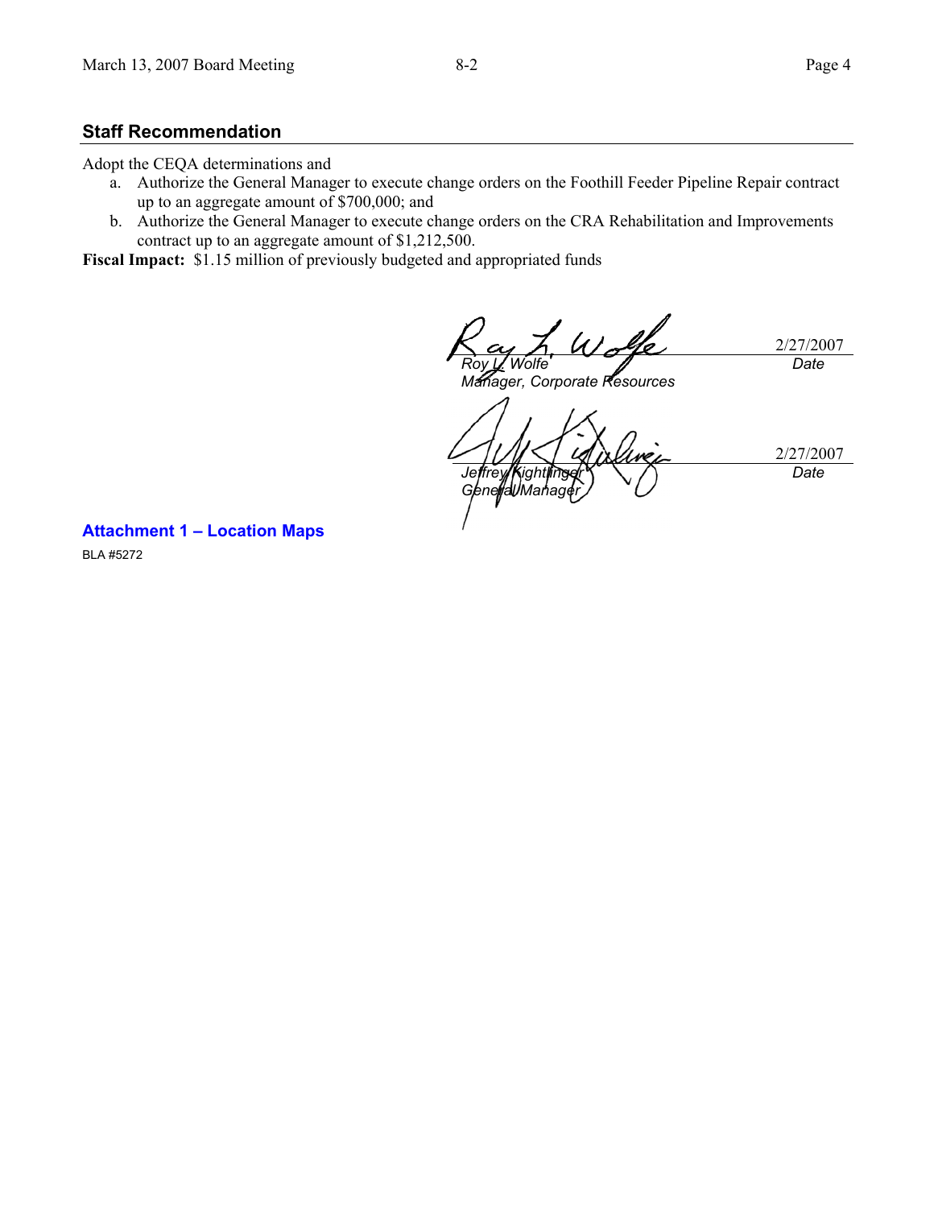## Staff Recommendation

Adopt the CEQA determinations and

a. Authorize the General Manager to execute change orders on the Foothill Feeder Pipeline Repair contract up to an aggregate amount of $700,000; and
b. Authorize the General Manager to execute change orders on the CRA Rehabilitation and Improvements contract up to an aggregate amount of $1,212,500.

**Fiscal Impact:** $1.15 million of previously budgeted and appropriated funds

| | |
|---|---|
| *Roy L. Wolfe* | 2/27/2007 |
| *Manager, Corporate Resources* | *Date* |

| | |
|---|---|
| *Jeffrey Kightlinger* | 2/27/2007 |
| *General Manager* | *Date* |

**Attachment 1 – Location Maps**

BLA #5272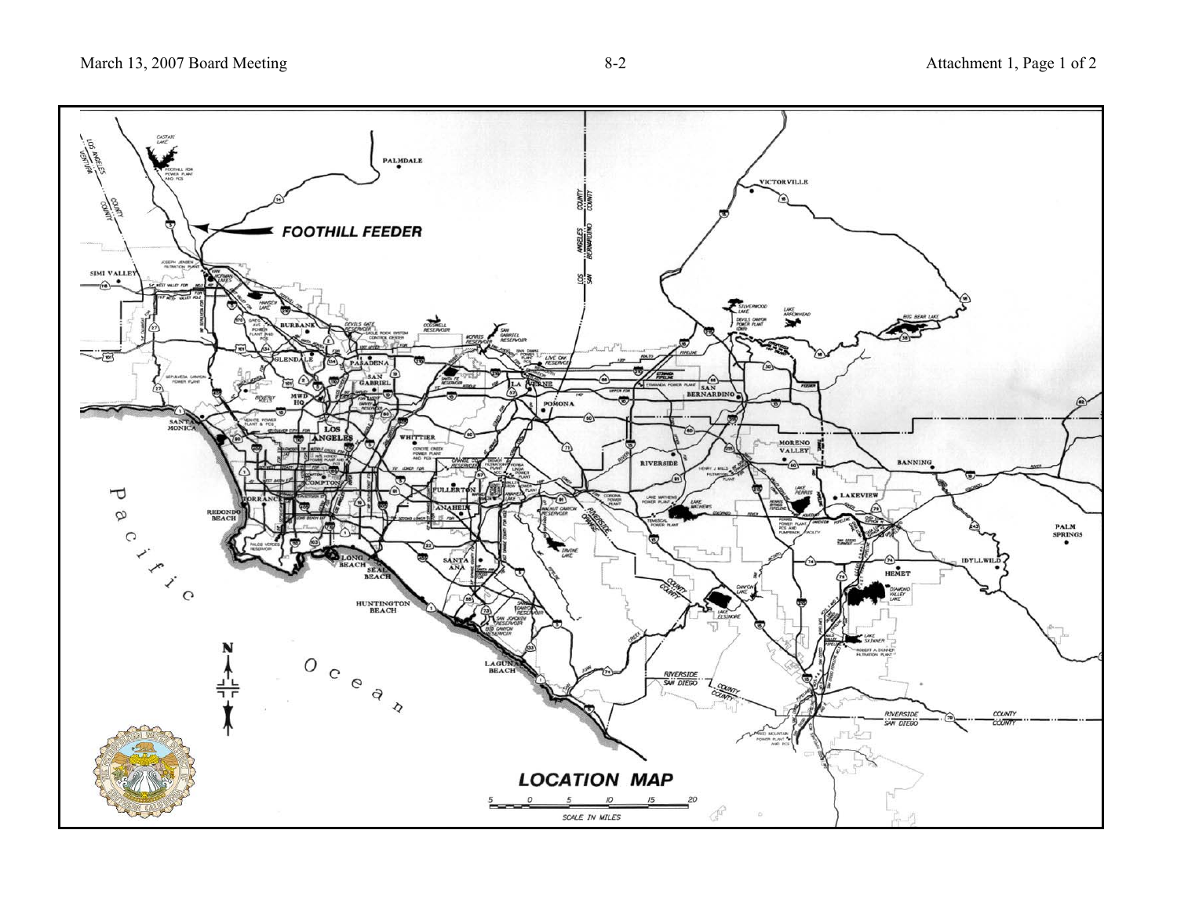FOOTHILL FEEDER

LOCATION MAP

SCALE IN MILES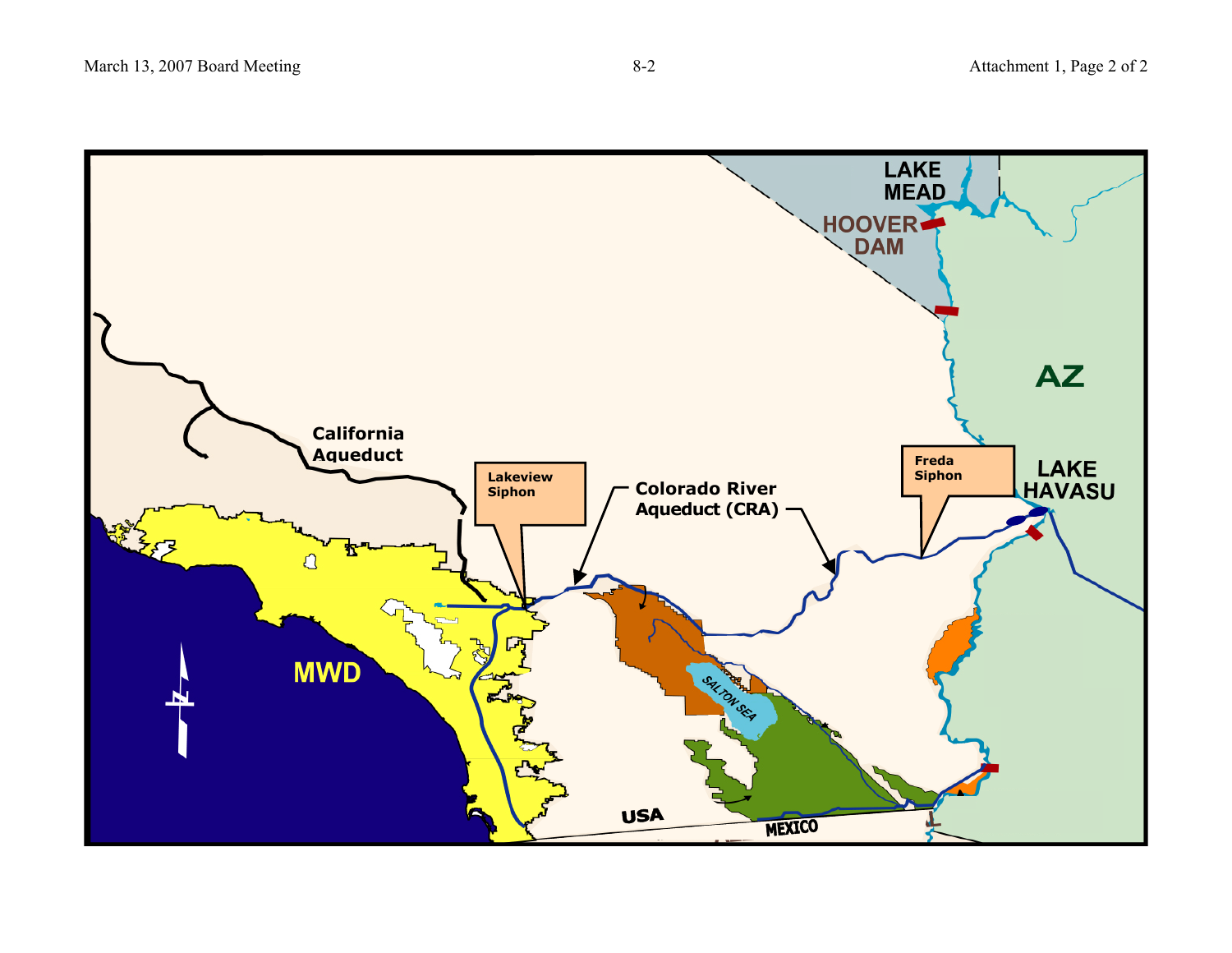LAKE MEAD

HOOVER DAM

AZ

California Aqueduct

Lakeview Siphon

Colorado River Aqueduct (CRA)

Freda Siphon

LAKE HAVASU

MWD

SALTON SEA

USA

MEXICO